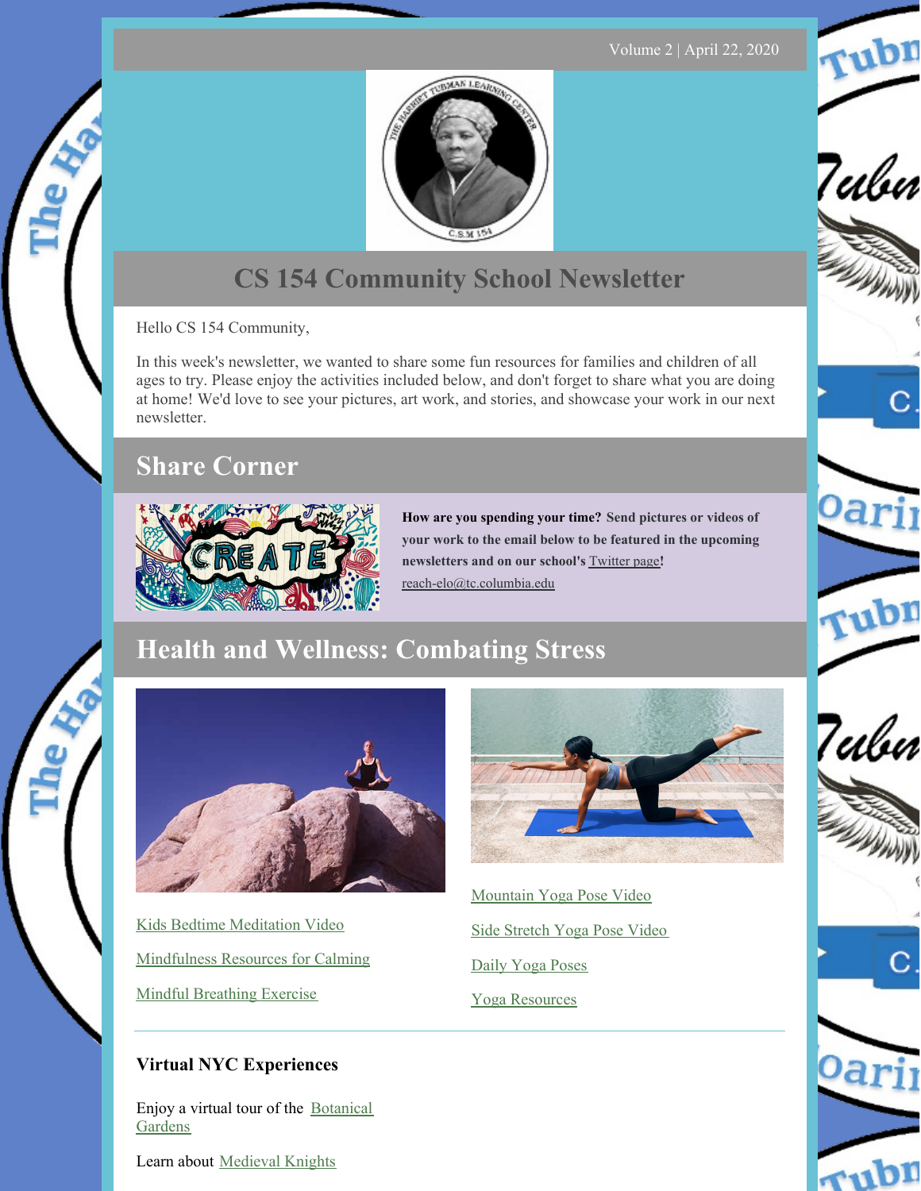Volume 2 | April 22, 2020

# CS 154 Community School Newsletter

Hello CS 154 Community,

In this week's newsletter, we wanted to share some fun resources for families and children of all ages to try. Please enjoy the activities included below, and don't forget to share what you are doing at home! We'd love to see your pictures, art work, and stories, and showcase your work in our next newsletter.

## Share Corner

**How are you spending your time? Send pictures or videos of your work to the email below to be featured in the upcoming newsletters and on our school's** Twitter page**!**
reach-elo@tc.columbia.edu

## Health and Wellness: Combating Stress

Kids Bedtime Meditation Video

Mindfulness Resources for Calming

Mindful Breathing Exercise

Mountain Yoga Pose Video

Side Stretch Yoga Pose Video

Daily Yoga Poses

Yoga Resources

---

### Virtual NYC Experiences

Enjoy a virtual tour of the Botanical Gardens

Learn about Medieval Knights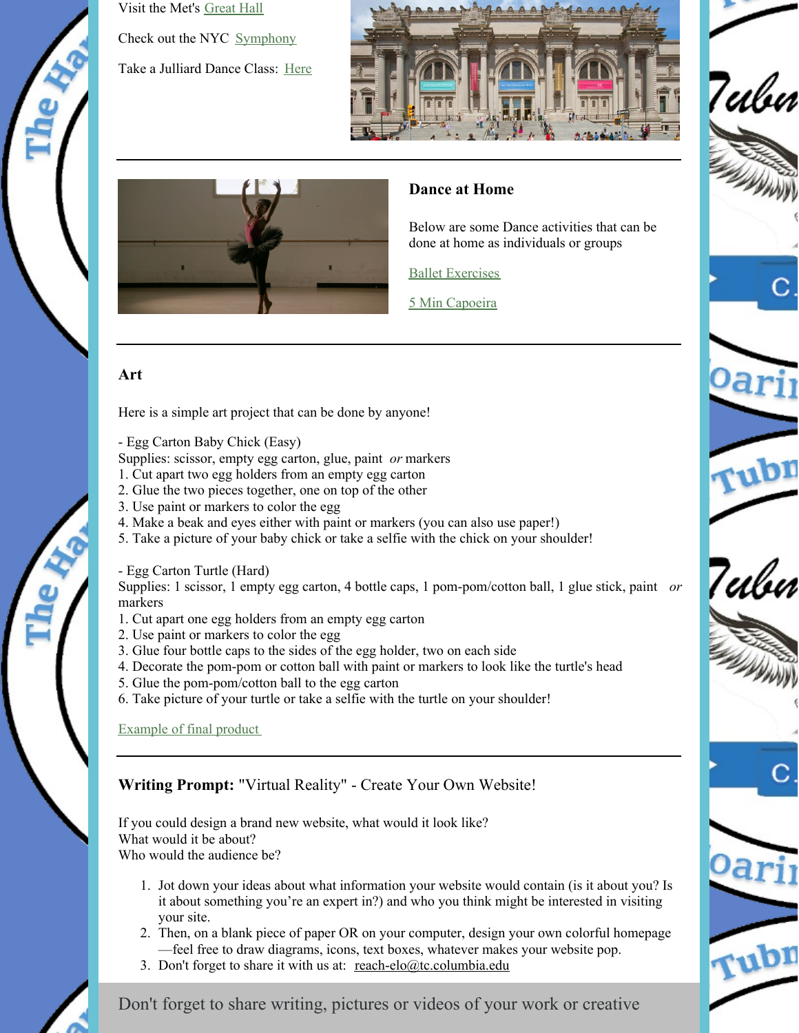Visit the Met's Great Hall

Check out the NYC Symphony

Take a Julliard Dance Class: Here

### Dance at Home

Below are some Dance activities that can be done at home as individuals or groups

Ballet Exercises

5 Min Capoeira

### Art

Here is a simple art project that can be done by anyone!

- Egg Carton Baby Chick (Easy)

Supplies: scissor, empty egg carton, glue, paint *or* markers

1. Cut apart two egg holders from an empty egg carton
2. Glue the two pieces together, one on top of the other
3. Use paint or markers to color the egg
4. Make a beak and eyes either with paint or markers (you can also use paper!)
5. Take a picture of your baby chick or take a selfie with the chick on your shoulder!

- Egg Carton Turtle (Hard)

Supplies: 1 scissor, 1 empty egg carton, 4 bottle caps, 1 pom-pom/cotton ball, 1 glue stick, paint *or* markers

1. Cut apart one egg holders from an empty egg carton
2. Use paint or markers to color the egg
3. Glue four bottle caps to the sides of the egg holder, two on each side
4. Decorate the pom-pom or cotton ball with paint or markers to look like the turtle's head
5. Glue the pom-pom/cotton ball to the egg carton
6. Take picture of your turtle or take a selfie with the turtle on your shoulder!

Example of final product

### **Writing Prompt:** "Virtual Reality" - Create Your Own Website!

If you could design a brand new website, what would it look like?
What would it be about?
Who would the audience be?

1. Jot down your ideas about what information your website would contain (is it about you? Is it about something you're an expert in?) and who you think might be interested in visiting your site.
2. Then, on a blank piece of paper OR on your computer, design your own colorful homepage—feel free to draw diagrams, icons, text boxes, whatever makes your website pop.
3. Don't forget to share it with us at: reach-elo@tc.columbia.edu

Don't forget to share writing, pictures or videos of your work or creative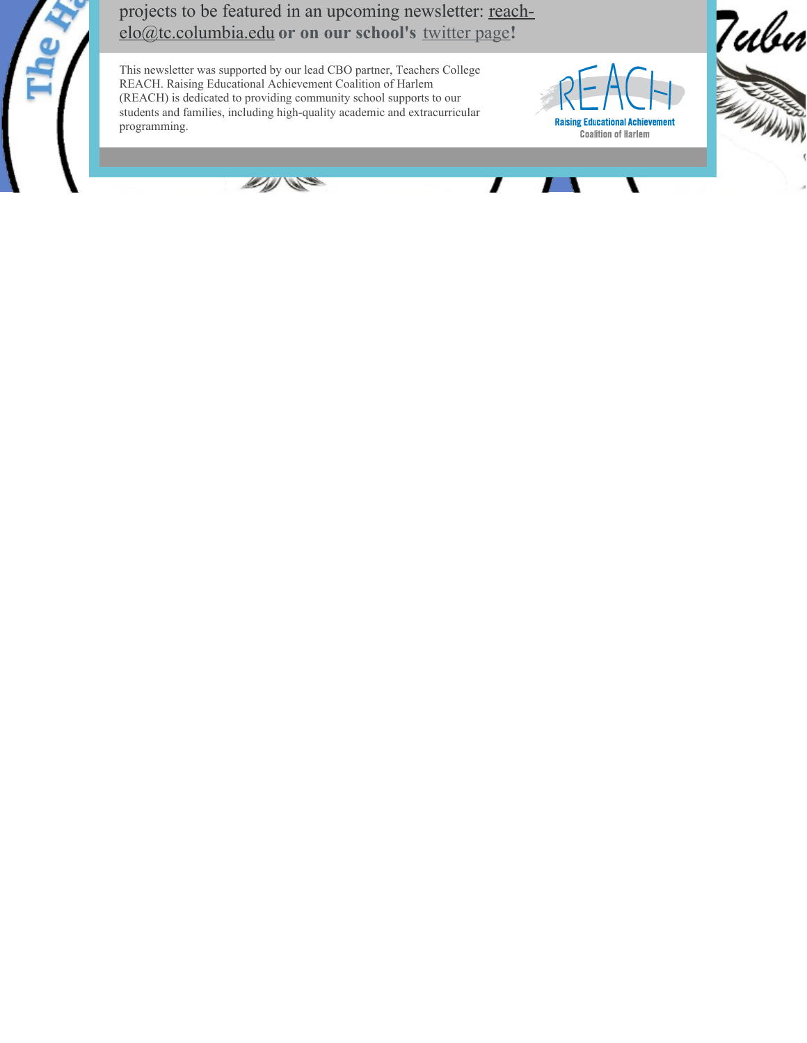projects to be featured in an upcoming newsletter: reach-elo@tc.columbia.edu **or on our school's** twitter page**!**

This newsletter was supported by our lead CBO partner, Teachers College REACH. Raising Educational Achievement Coalition of Harlem (REACH) is dedicated to providing community school supports to our students and families, including high-quality academic and extracurricular programming.

REACH
Raising Educational Achievement
Coalition of Harlem